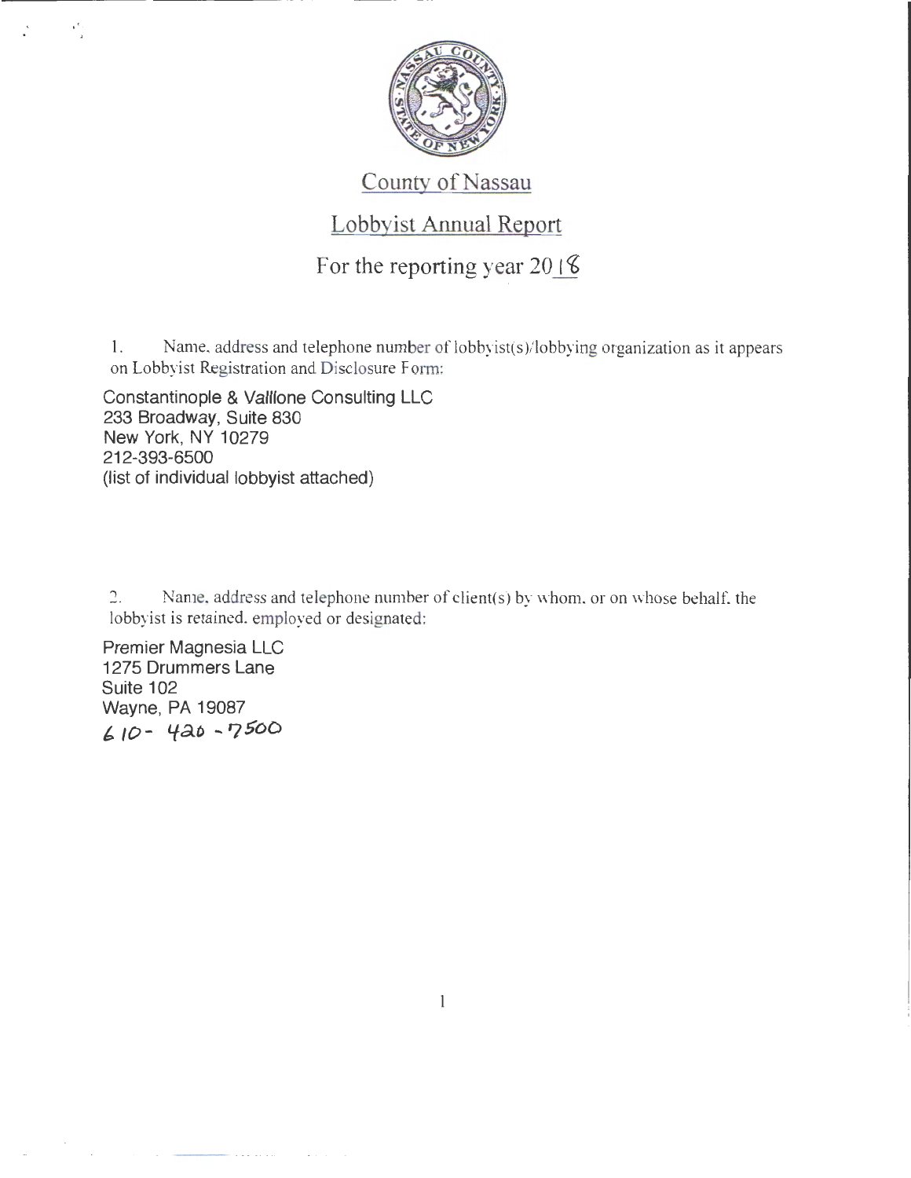# County of Nassau

## Lobbyist Annual Report

### For the reporting year 2018

1. Name, address and telephone number of lobbyist(s)/lobbying organization as it appears on Lobbyist Registration and Disclosure Form:

Constantinople & Vallone Consulting LLC
233 Broadway, Suite 830
New York, NY 10279
212-393-6500
(list of individual lobbyist attached)

2. Name, address and telephone number of client(s) by whom, or on whose behalf, the lobbyist is retained, employed or designated:

Premier Magnesia LLC
1275 Drummers Lane
Suite 102
Wayne, PA 19087
610-420-7500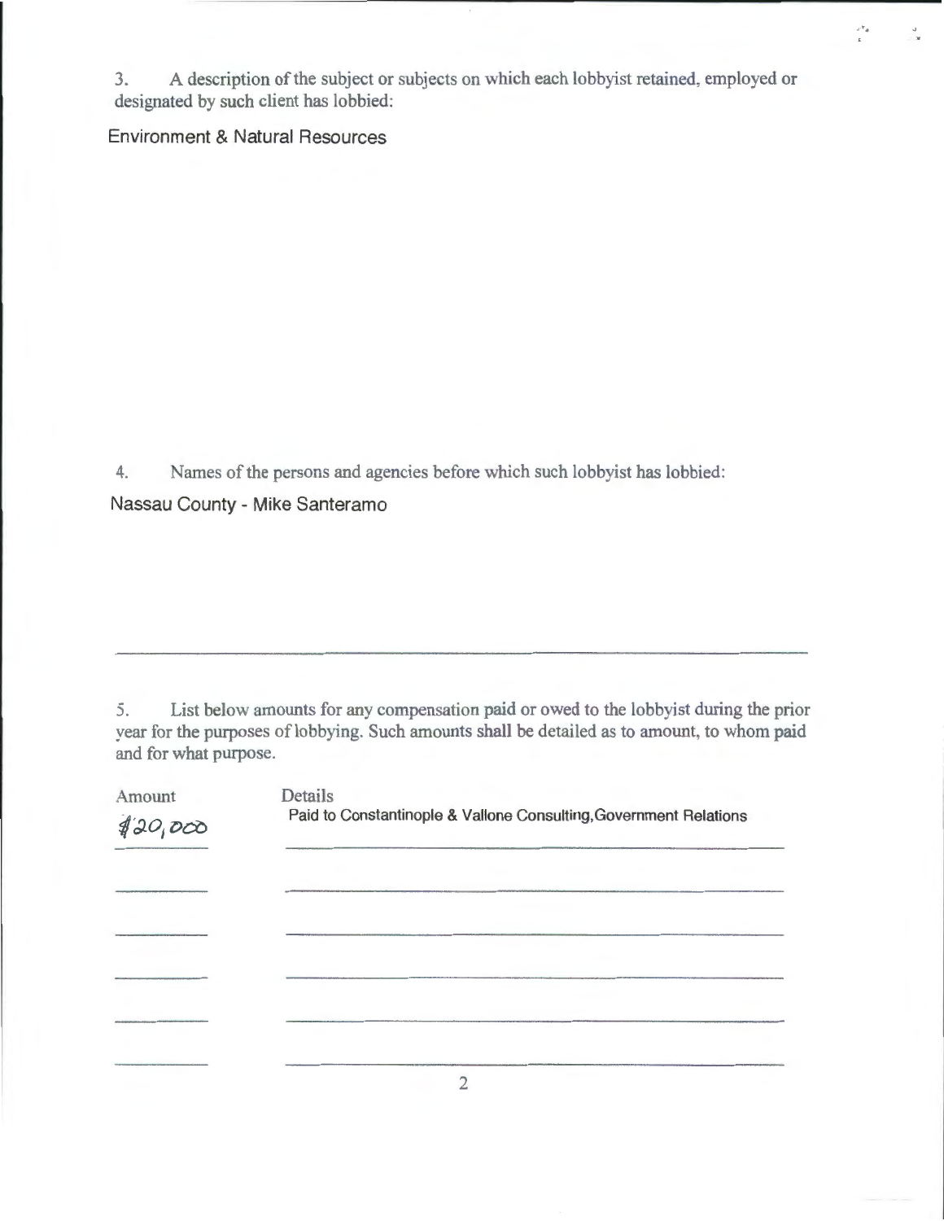3. A description of the subject or subjects on which each lobbyist retained, employed or designated by such client has lobbied:

Environment & Natural Resources

4. Names of the persons and agencies before which such lobbyist has lobbied:

Nassau County - Mike Santeramo

5. List below amounts for any compensation paid or owed to the lobbyist during the prior year for the purposes of lobbying. Such amounts shall be detailed as to amount, to whom paid and for what purpose.

| Amount | Details |
| --- | --- |
| $20,000 | Paid to Constantinople & Vallone Consulting, Government Relations |
| | |
| | |
| | |
| | |
| | |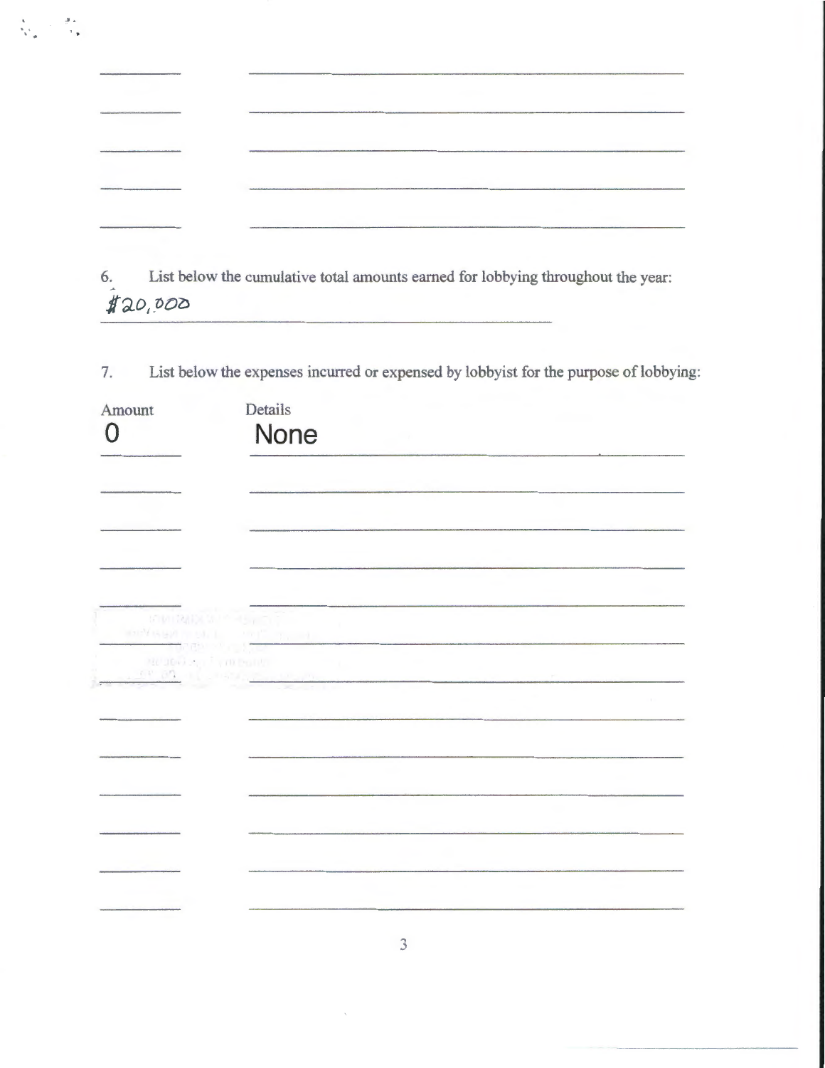6. List below the cumulative total amounts earned for lobbying throughout the year:

$20,000

7. List below the expenses incurred or expensed by lobbyist for the purpose of lobbying:

| Amount | Details |
| --- | --- |
| 0 | None |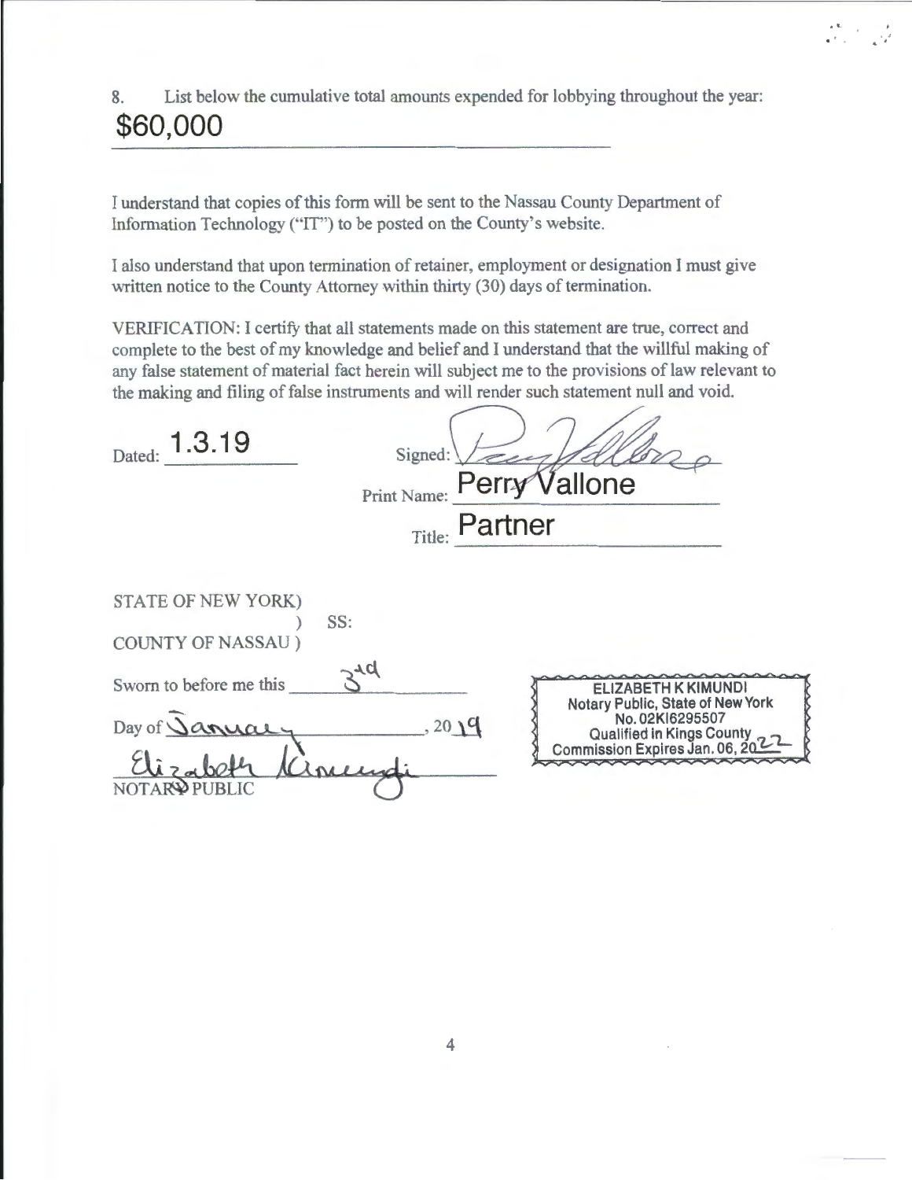8. List below the cumulative total amounts expended for lobbying throughout the year:

**$60,000**

I understand that copies of this form will be sent to the Nassau County Department of Information Technology ("IT") to be posted on the County's website.

I also understand that upon termination of retainer, employment or designation I must give written notice to the County Attorney within thirty (30) days of termination.

VERIFICATION: I certify that all statements made on this statement are true, correct and complete to the best of my knowledge and belief and I understand that the willful making of any false statement of material fact herein will subject me to the provisions of law relevant to the making and filing of false instruments and will render such statement null and void.

Dated: 1.3.19

Signed: [signature]

Print Name: Perry Vallone

Title: Partner

STATE OF NEW YORK)
) SS:
COUNTY OF NASSAU )

Sworn to before me this 3rd

Day of January, 2019

Elizabeth Kimundi
NOTARY PUBLIC

ELIZABETH K KIMUNDI
Notary Public, State of New York
No. 02KI6295507
Qualified in Kings County
Commission Expires Jan. 06, 2022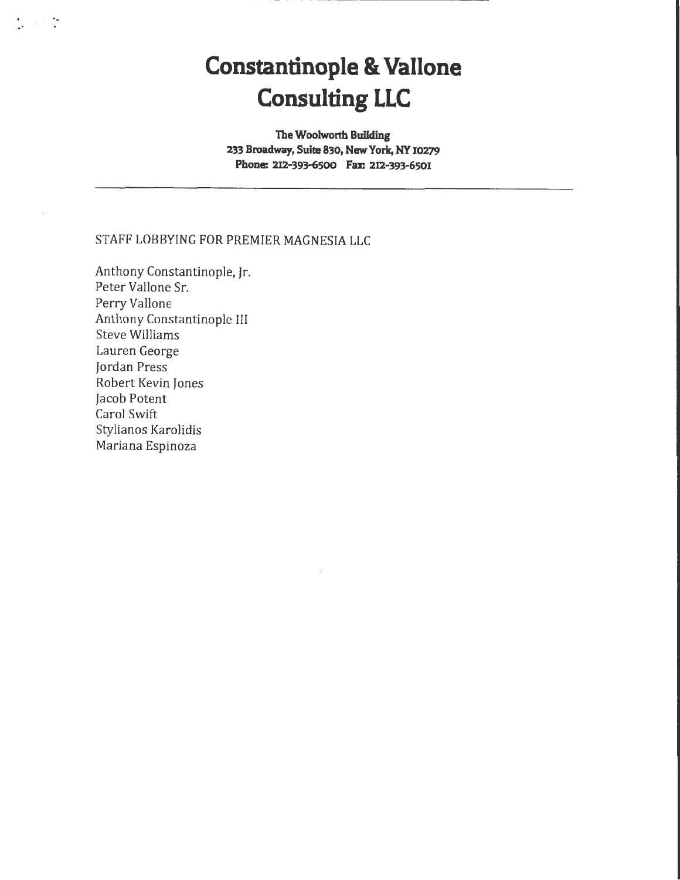# Constantinople & Vallone Consulting LLC

**The Woolworth Building**
**233 Broadway, Suite 830, New York, NY 10279**
**Phone: 212-393-6500 Fax: 212-393-6501**

---

STAFF LOBBYING FOR PREMIER MAGNESIA LLC

Anthony Constantinople, Jr.
Peter Vallone Sr.
Perry Vallone
Anthony Constantinople III
Steve Williams
Lauren George
Jordan Press
Robert Kevin Jones
Jacob Potent
Carol Swift
Stylianos Karolidis
Mariana Espinoza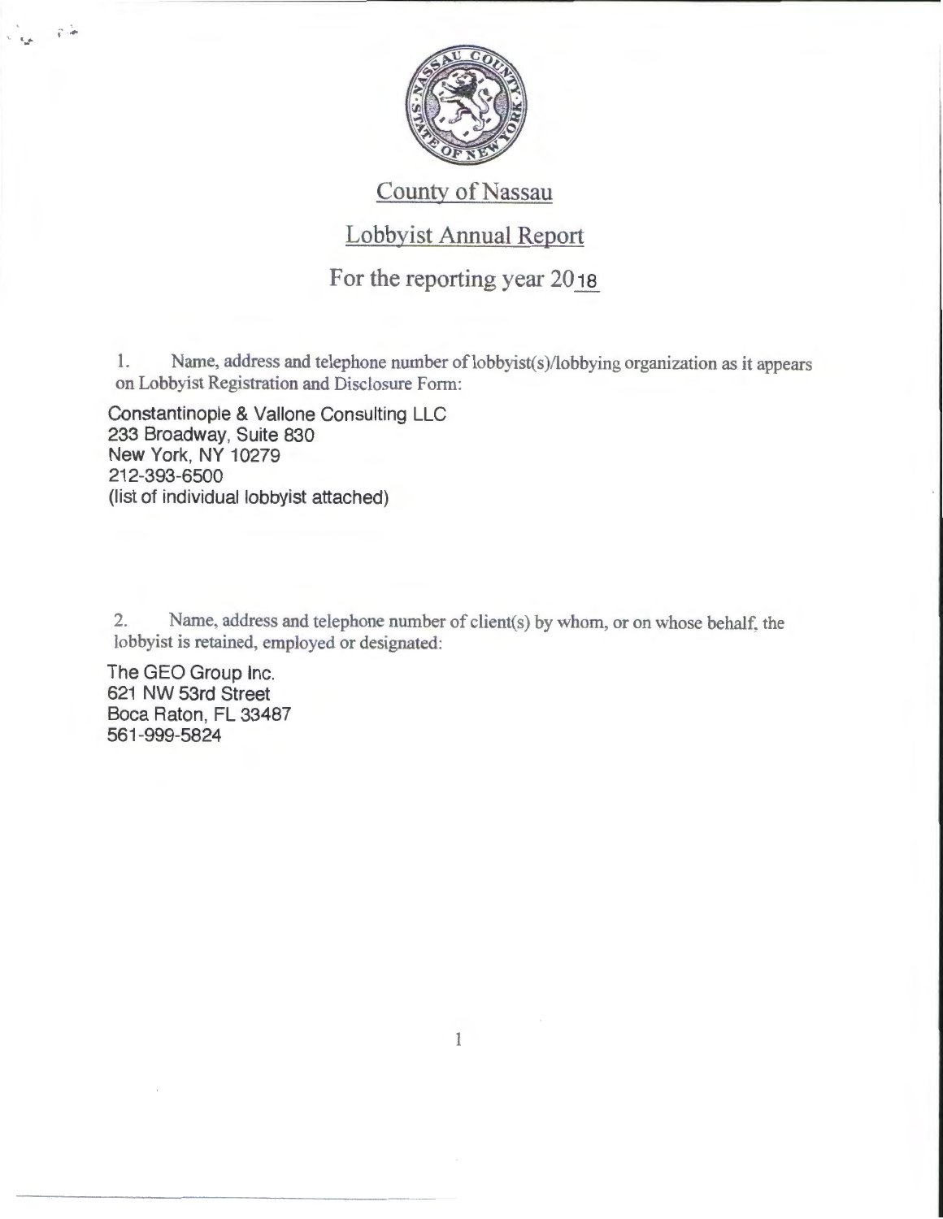# County of Nassau

## Lobbyist Annual Report

### For the reporting year 2018

1. Name, address and telephone number of lobbyist(s)/lobbying organization as it appears on Lobbyist Registration and Disclosure Form:

Constantinople & Vallone Consulting LLC
233 Broadway, Suite 830
New York, NY 10279
212-393-6500
(list of individual lobbyist attached)

2. Name, address and telephone number of client(s) by whom, or on whose behalf, the lobbyist is retained, employed or designated:

The GEO Group Inc.
621 NW 53rd Street
Boca Raton, FL 33487
561-999-5824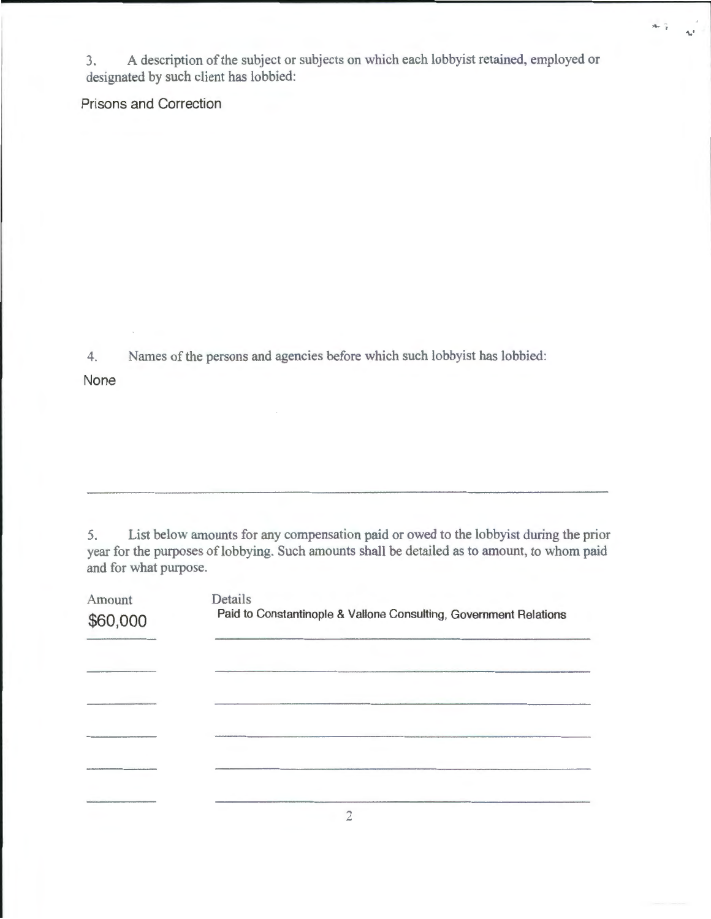3. A description of the subject or subjects on which each lobbyist retained, employed or designated by such client has lobbied:

Prisons and Correction

4. Names of the persons and agencies before which such lobbyist has lobbied:

None

---

5. List below amounts for any compensation paid or owed to the lobbyist during the prior year for the purposes of lobbying. Such amounts shall be detailed as to amount, to whom paid and for what purpose.

| Amount | Details |
| --- | --- |
| $60,000 | Paid to Constantinople & Vallone Consulting, Government Relations |
| | |
| | |
| | |
| | |
| | |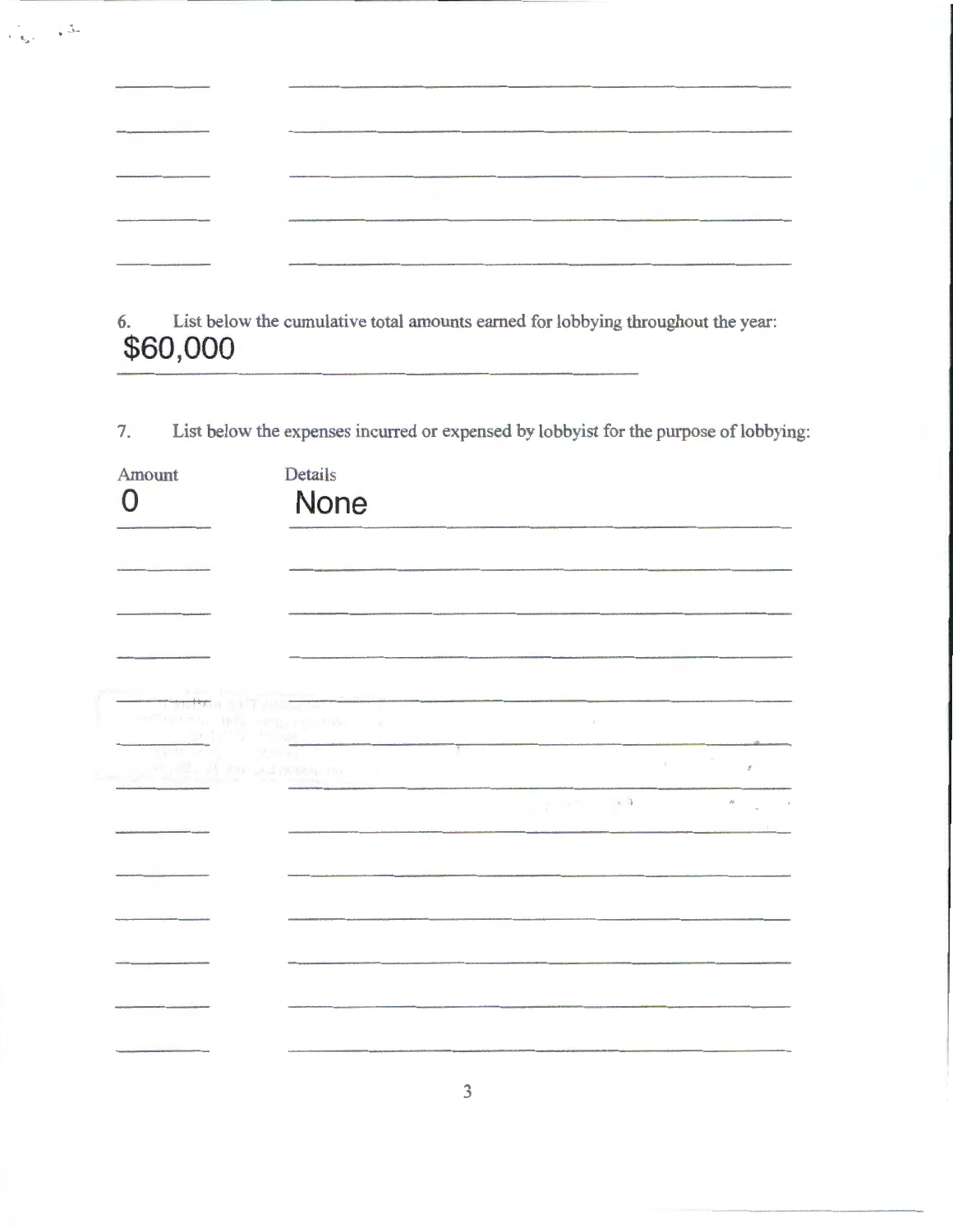6. List below the cumulative total amounts earned for lobbying throughout the year:

$60,000

7. List below the expenses incurred or expensed by lobbyist for the purpose of lobbying:

| Amount | Details |
|---|---|
| 0 | None |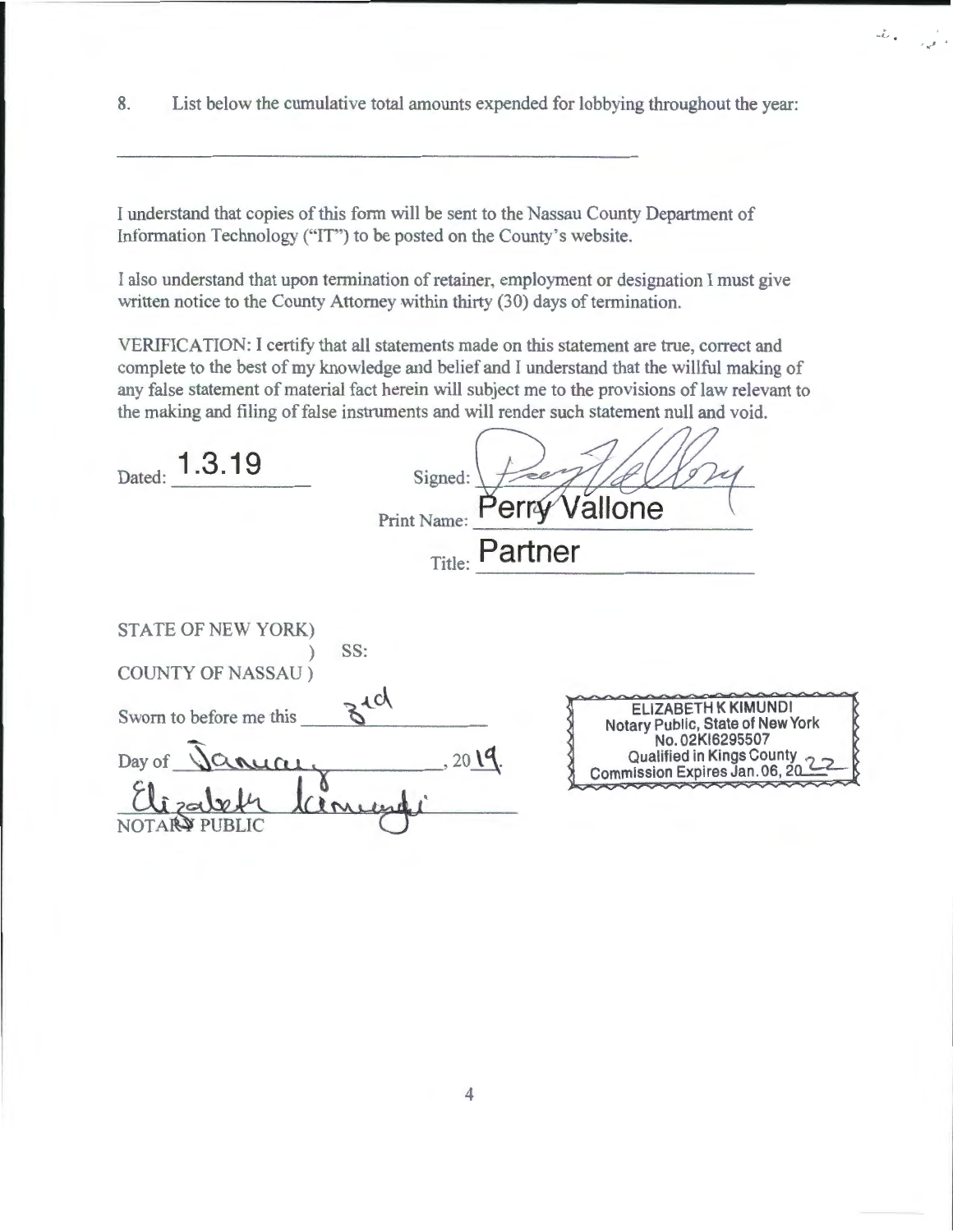8. List below the cumulative total amounts expended for lobbying throughout the year:

\_\_\_\_\_\_\_\_\_\_\_\_\_\_\_\_\_\_\_\_\_\_\_\_\_\_\_\_\_\_\_\_\_\_\_\_\_\_\_\_\_\_\_\_

I understand that copies of this form will be sent to the Nassau County Department of Information Technology ("IT") to be posted on the County's website.

I also understand that upon termination of retainer, employment or designation I must give written notice to the County Attorney within thirty (30) days of termination.

VERIFICATION: I certify that all statements made on this statement are true, correct and complete to the best of my knowledge and belief and I understand that the willful making of any false statement of material fact herein will subject me to the provisions of law relevant to the making and filing of false instruments and will render such statement null and void.

Dated: 1.3.19

Signed: [signature]

Print Name: Perry Vallone

Title: Partner

STATE OF NEW YORK)
) SS:
COUNTY OF NASSAU )

Sworn to before me this 3rd

Day of January, 2019.

[signature] Elizabeth Kimundi
NOTARY PUBLIC

ELIZABETH K KIMUNDI
Notary Public, State of New York
No. 02KI6295507
Qualified in Kings County
Commission Expires Jan. 06, 2022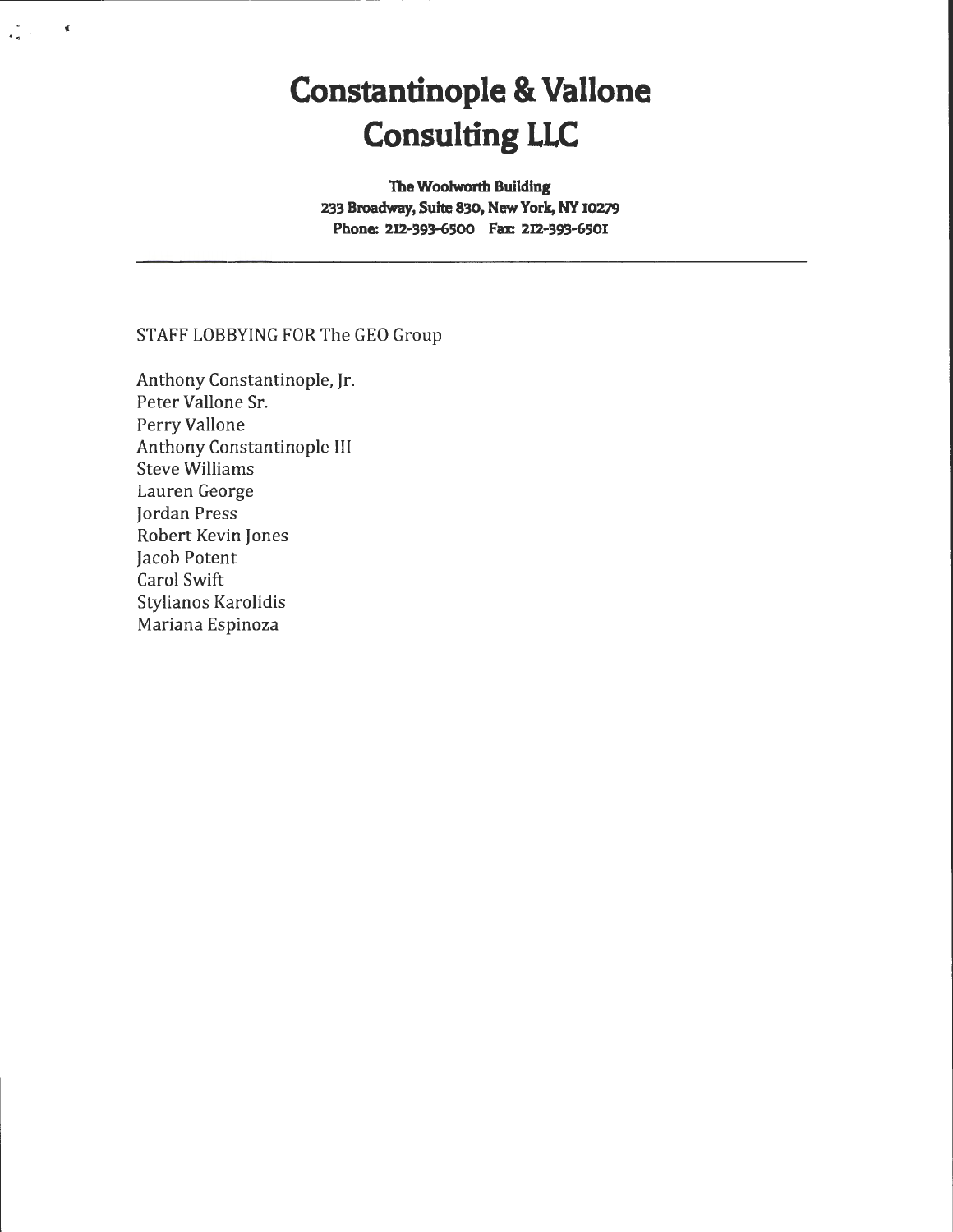# Constantinople & Vallone Consulting LLC

**The Woolworth Building**
**233 Broadway, Suite 830, New York, NY 10279**
**Phone: 212-393-6500 Fax: 212-393-6501**

---

STAFF LOBBYING FOR The GEO Group

Anthony Constantinople, Jr.
Peter Vallone Sr.
Perry Vallone
Anthony Constantinople III
Steve Williams
Lauren George
Jordan Press
Robert Kevin Jones
Jacob Potent
Carol Swift
Stylianos Karolidis
Mariana Espinoza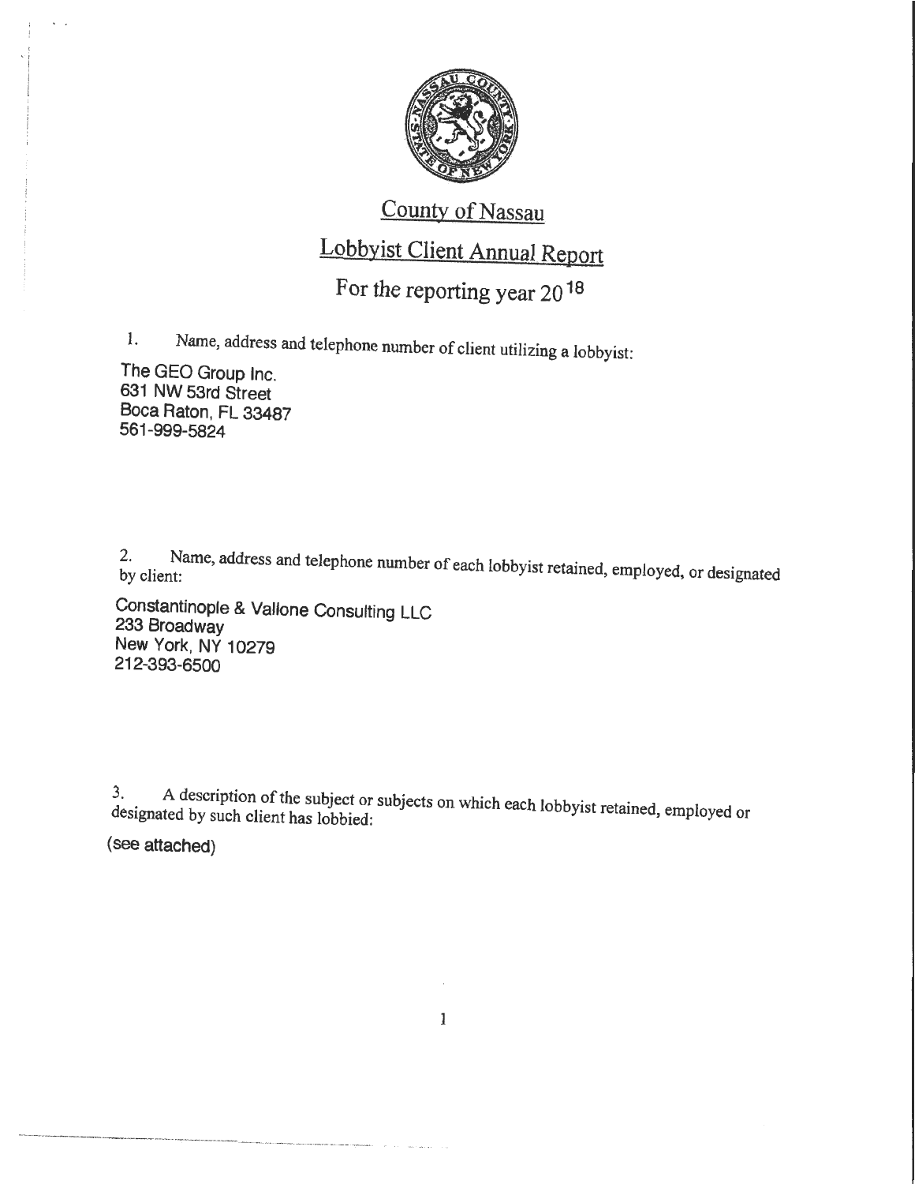# County of Nassau

## Lobbyist Client Annual Report

### For the reporting year 2018

1. Name, address and telephone number of client utilizing a lobbyist:

The GEO Group Inc.
631 NW 53rd Street
Boca Raton, FL 33487
561-999-5824

2. Name, address and telephone number of each lobbyist retained, employed, or designated by client:

Constantinople & Vallone Consulting LLC
233 Broadway
New York, NY 10279
212-393-6500

3. A description of the subject or subjects on which each lobbyist retained, employed or designated by such client has lobbied:

(see attached)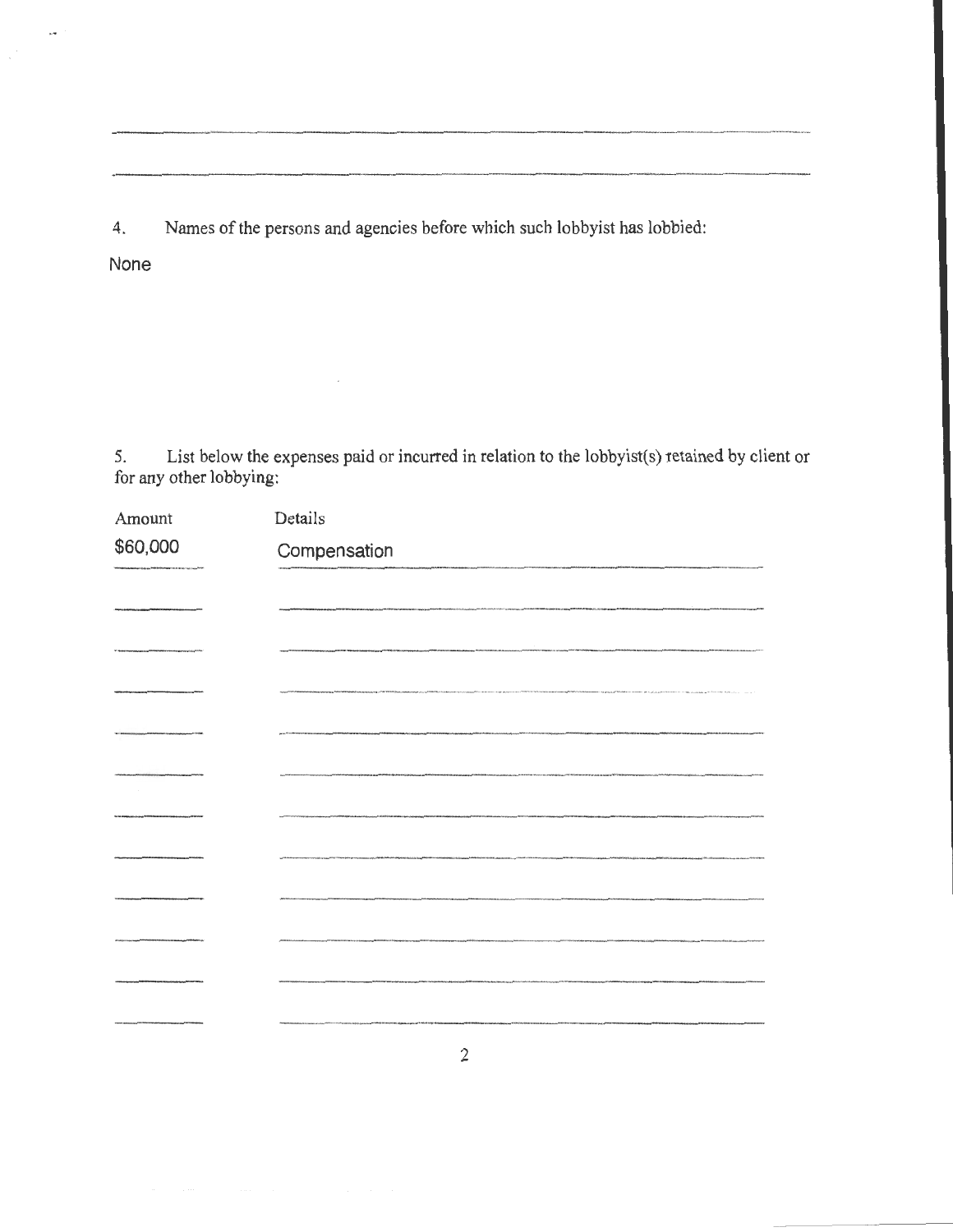4. Names of the persons and agencies before which such lobbyist has lobbied:

None

5. List below the expenses paid or incurred in relation to the lobbyist(s) retained by client or for any other lobbying:

| Amount | Details |
|---|---|
| $60,000 | Compensation |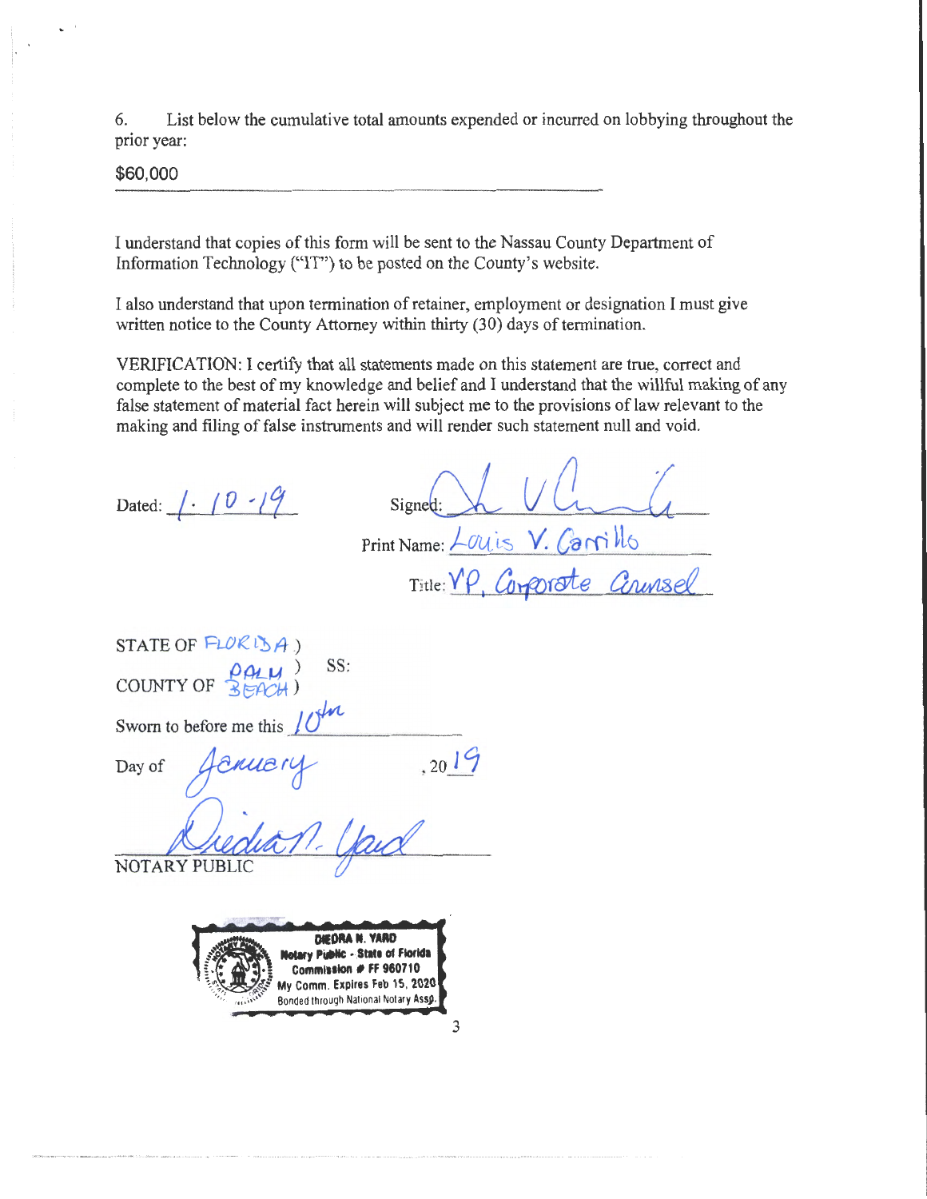6. List below the cumulative total amounts expended or incurred on lobbying throughout the prior year:

$60,000

I understand that copies of this form will be sent to the Nassau County Department of Information Technology ("IT") to be posted on the County's website.

I also understand that upon termination of retainer, employment or designation I must give written notice to the County Attorney within thirty (30) days of termination.

VERIFICATION: I certify that all statements made on this statement are true, correct and complete to the best of my knowledge and belief and I understand that the willful making of any false statement of material fact herein will subject me to the provisions of law relevant to the making and filing of false instruments and will render such statement null and void.

Dated: 1-10-19

Signed: 

Print Name: Louis V. Carrillo

Title: VP, Corporate Counsel

STATE OF FLORIDA )
) SS:
COUNTY OF PALM BEACH )

Sworn to before me this 10th

Day of January, 2019

NOTARY PUBLIC

DIEDRA N. YARD
Notary Public - State of Florida
Commission # FF 960710
My Comm. Expires Feb 15, 2020
Bonded through National Notary Assn.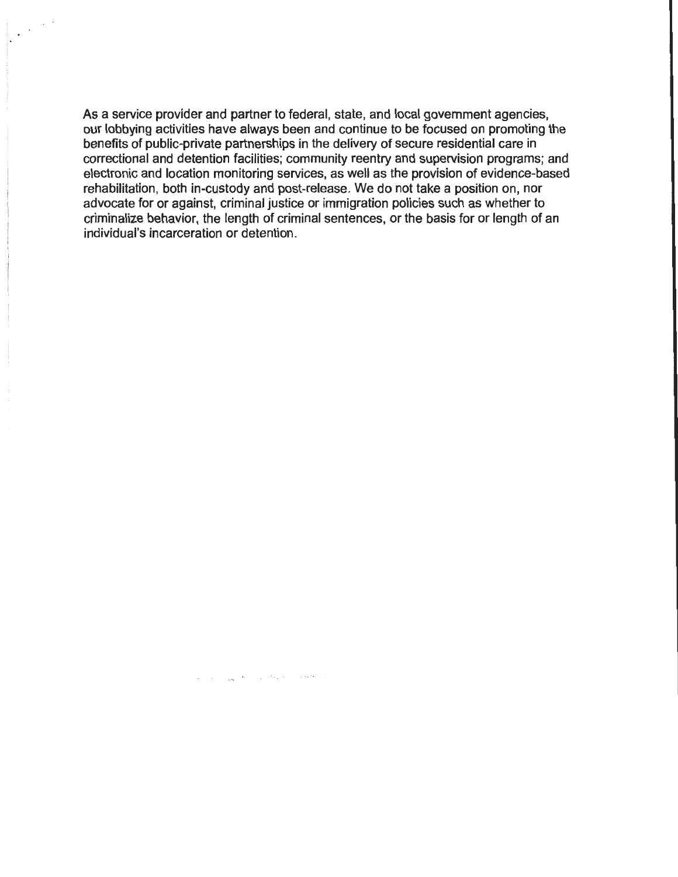As a service provider and partner to federal, state, and local government agencies, our lobbying activities have always been and continue to be focused on promoting the benefits of public-private partnerships in the delivery of secure residential care in correctional and detention facilities; community reentry and supervision programs; and electronic and location monitoring services, as well as the provision of evidence-based rehabilitation, both in-custody and post-release. We do not take a position on, nor advocate for or against, criminal justice or immigration policies such as whether to criminalize behavior, the length of criminal sentences, or the basis for or length of an individual's incarceration or detention.